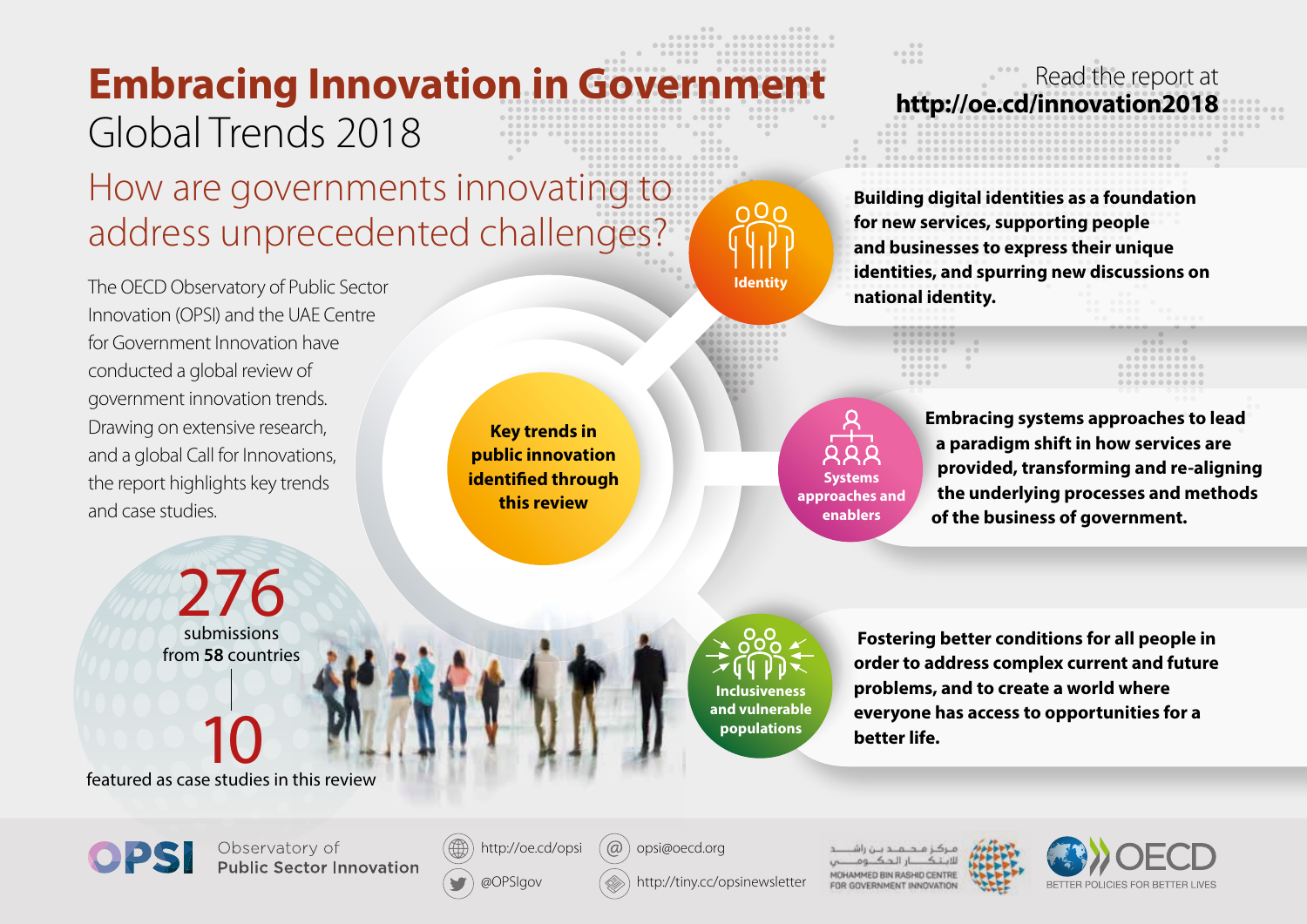# Embracing Innovation in Government

## Global Trends 2018

Read the report at **http://oe.cd/innovation2018**

## How are governments innovating to address unprecedented challenges?

The OECD Observatory of Public Sector Innovation (OPSI) and the UAE Centre for Government Innovation have conducted a global review of government innovation trends. Drawing on extensive research, and a global Call for Innovations, the report highlights key trends and case studies.

**276** submissions from **58** countries

**10** featured as case studies in this review

**Key trends in public innovation identified through this review**

**Identity**

**Building digital identities as a foundation for new services, supporting people and businesses to express their unique identities, and spurring new discussions on national identity.**

**Systems approaches and enablers**

**Embracing systems approaches to lead a paradigm shift in how services are provided, transforming and re-aligning the underlying processes and methods of the business of government.**

**Inclusiveness and vulnerable populations**

**Fostering better conditions for all people in order to address complex current and future problems, and to create a world where everyone has access to opportunities for a better life.**

---

OPSI Observatory of Public Sector Innovation

http://oe.cd/opsi

@OPSIgov

opsi@oecd.org

http://tiny.cc/opsinewsletter

مركز محمد بن راشد للابتكار الحكومي
MOHAMMED BIN RASHID CENTRE FOR GOVERNMENT INNOVATION

OECD BETTER POLICIES FOR BETTER LIVES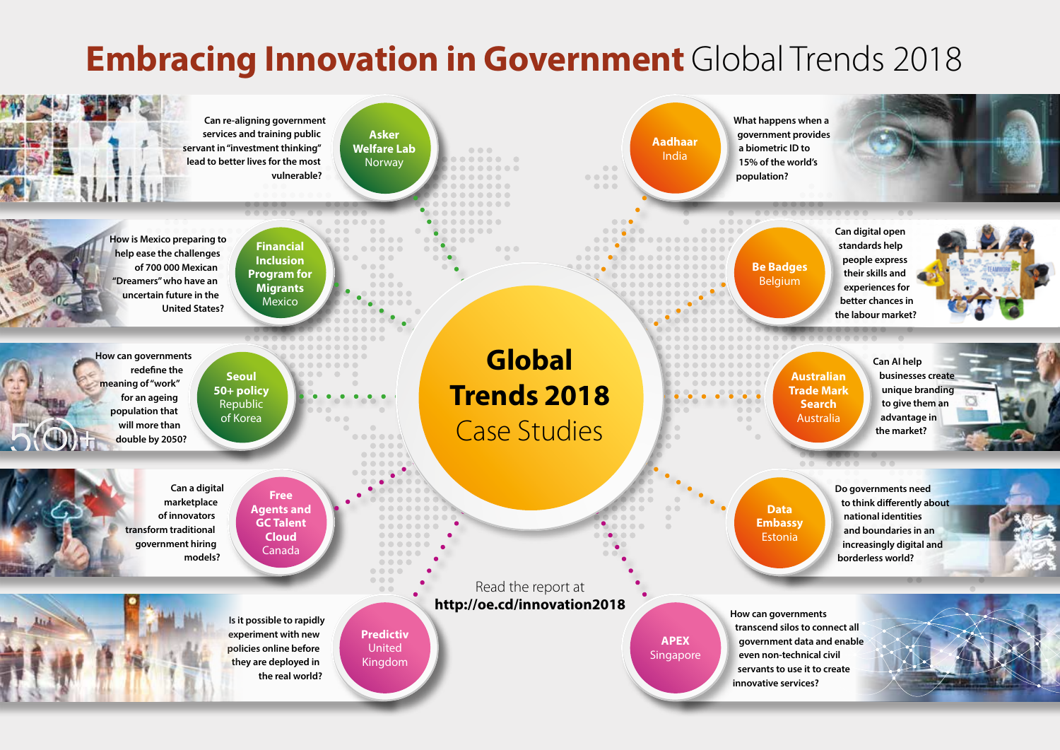# Embracing Innovation in Government Global Trends 2018

# Global Trends 2018 Case Studies

**Asker Welfare Lab** Norway

Can re-aligning government services and training public servant in "investment thinking" lead to better lives for the most vulnerable?

**Financial Inclusion Program for Migrants** Mexico

How is Mexico preparing to help ease the challenges of 700 000 Mexican "Dreamers" who have an uncertain future in the United States?

**Seoul 50+ policy** Republic of Korea

How can governments redefine the meaning of "work" for an ageing population that will more than double by 2050?

**Free Agents and GC Talent Cloud** Canada

Can a digital marketplace of innovators transform traditional government hiring models?

**Predictiv** United Kingdom

Is it possible to rapidly experiment with new policies online before they are deployed in the real world?

**Aadhaar** India

What happens when a government provides a biometric ID to 15% of the world's population?

**Be Badges** Belgium

Can digital open standards help people express their skills and experiences for better chances in the labour market?

**Australian Trade Mark Search** Australia

Can AI help businesses create unique branding to give them an advantage in the market?

**Data Embassy** Estonia

Do governments need to think differently about national identities and boundaries in an increasingly digital and borderless world?

**APEX** Singapore

How can governments transcend silos to connect all government data and enable even non-technical civil servants to use it to create innovative services?

Read the report at **http://oe.cd/innovation2018**